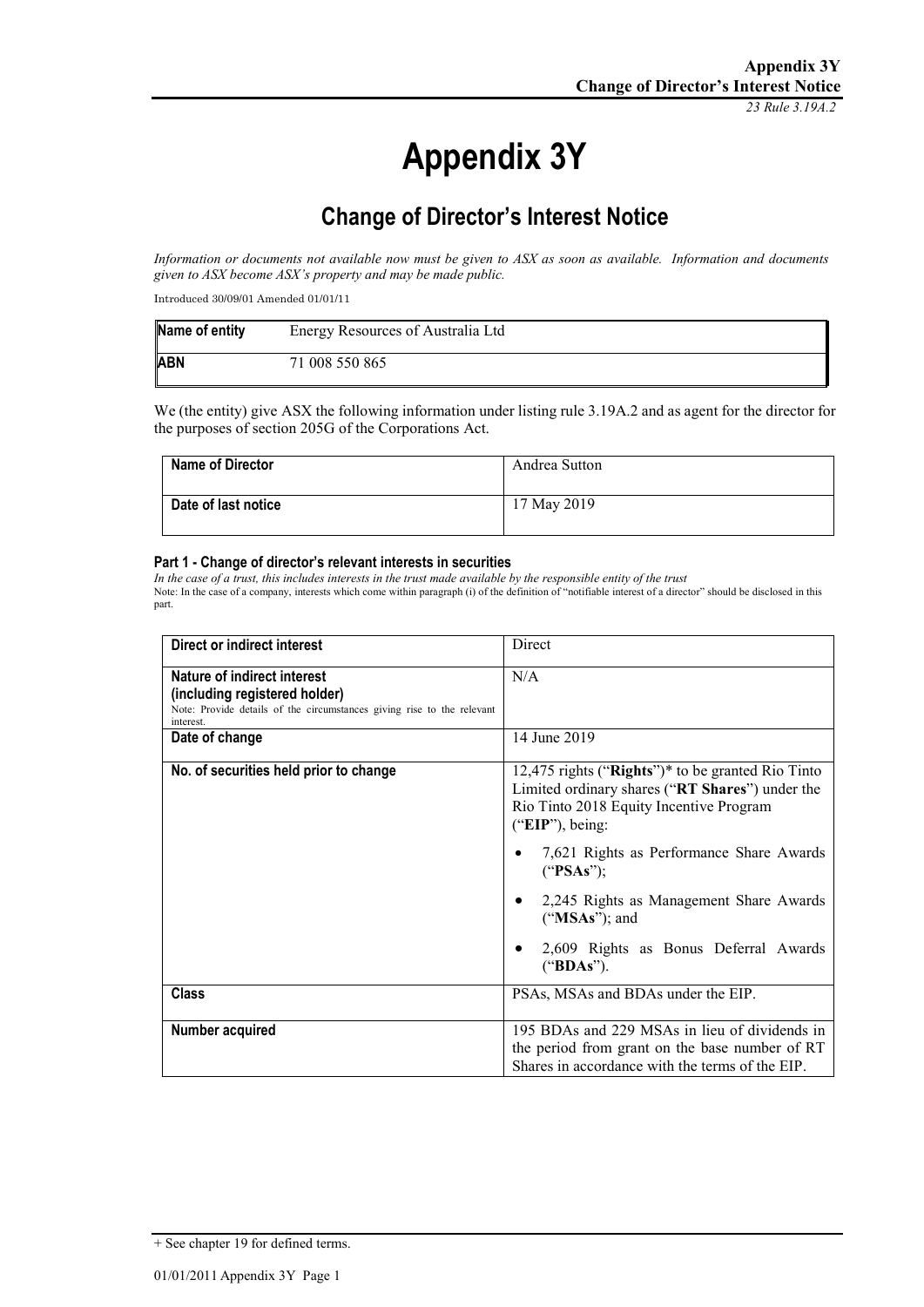# Appendix 3Y

## Change of Director's Interest Notice

*Information or documents not available now must be given to ASX as soon as available. Information and documents given to ASX become ASX's property and may be made public.*

Introduced 30/09/01 Amended 01/01/11

| Name of entity | Energy Resources of Australia Ltd |
|---|---|
| ABN | 71 008 550 865 |

We (the entity) give ASX the following information under listing rule 3.19A.2 and as agent for the director for the purposes of section 205G of the Corporations Act.

| Name of Director | Andrea Sutton |
|---|---|
| Date of last notice | 17 May 2019 |

### Part 1 - Change of director's relevant interests in securities

*In the case of a trust, this includes interests in the trust made available by the responsible entity of the trust*

Note: In the case of a company, interests which come within paragraph (i) of the definition of "notifiable interest of a director" should be disclosed in this part.

| Direct or indirect interest | Direct |
|---|---|
| **Nature of indirect interest (including registered holder)**<br>Note: Provide details of the circumstances giving rise to the relevant interest. | N/A |
| **Date of change** | 14 June 2019 |
| **No. of securities held prior to change** | 12,475 rights ("**Rights**")* to be granted Rio Tinto Limited ordinary shares ("**RT Shares**") under the Rio Tinto 2018 Equity Incentive Program ("**EIP**"), being:<br>• 7,621 Rights as Performance Share Awards ("**PSAs**");<br>• 2,245 Rights as Management Share Awards ("**MSAs**"); and<br>• 2,609 Rights as Bonus Deferral Awards ("**BDAs**"). |
| **Class** | PSAs, MSAs and BDAs under the EIP. |
| **Number acquired** | 195 BDAs and 229 MSAs in lieu of dividends in the period from grant on the base number of RT Shares in accordance with the terms of the EIP. |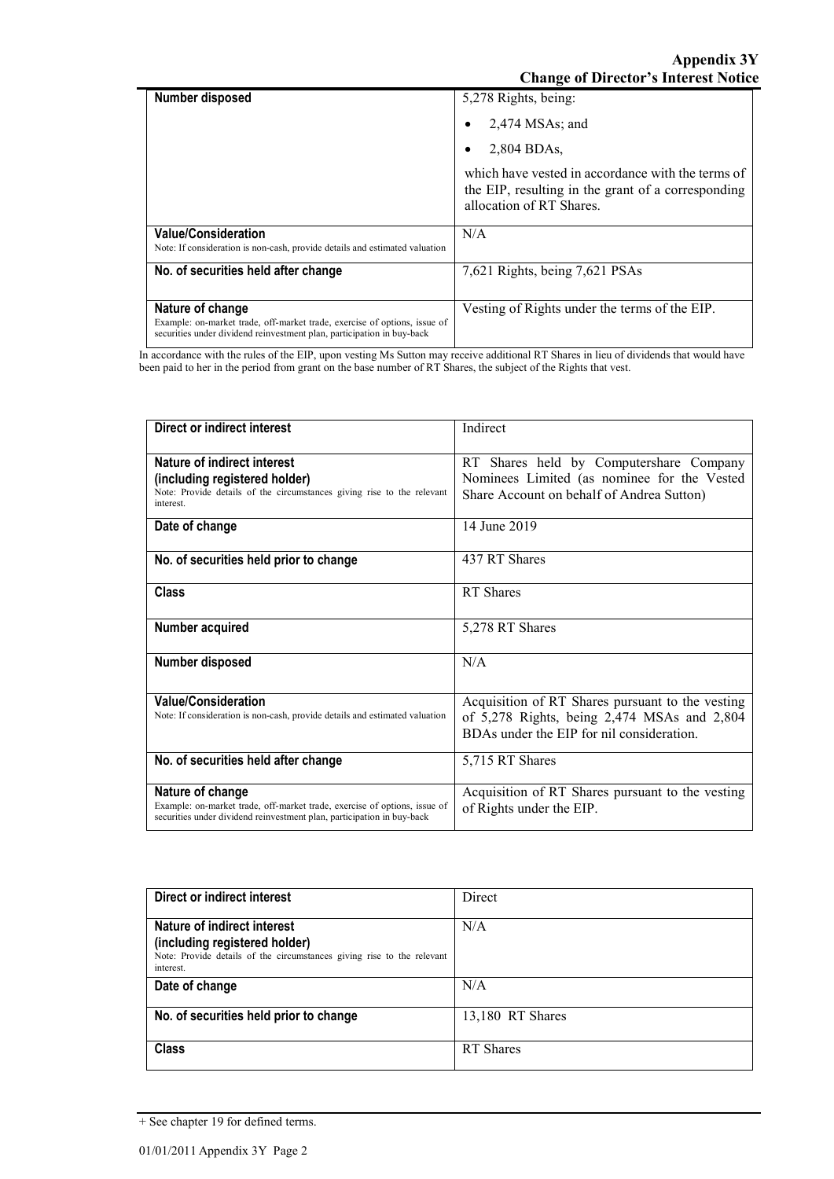| | |
|---|---|
| **Number disposed** | 5,278 Rights, being:<br>• 2,474 MSAs; and<br>• 2,804 BDAs,<br>which have vested in accordance with the terms of the EIP, resulting in the grant of a corresponding allocation of RT Shares. |
| **Value/Consideration**<br>Note: If consideration is non-cash, provide details and estimated valuation | N/A |
| **No. of securities held after change** | 7,621 Rights, being 7,621 PSAs |
| **Nature of change**<br>Example: on-market trade, off-market trade, exercise of options, issue of securities under dividend reinvestment plan, participation in buy-back | Vesting of Rights under the terms of the EIP. |

In accordance with the rules of the EIP, upon vesting Ms Sutton may receive additional RT Shares in lieu of dividends that would have been paid to her in the period from grant on the base number of RT Shares, the subject of the Rights that vest.

| | |
|---|---|
| **Direct or indirect interest** | Indirect |
| **Nature of indirect interest (including registered holder)**<br>Note: Provide details of the circumstances giving rise to the relevant interest. | RT Shares held by Computershare Company Nominees Limited (as nominee for the Vested Share Account on behalf of Andrea Sutton) |
| **Date of change** | 14 June 2019 |
| **No. of securities held prior to change** | 437 RT Shares |
| **Class** | RT Shares |
| **Number acquired** | 5,278 RT Shares |
| **Number disposed** | N/A |
| **Value/Consideration**<br>Note: If consideration is non-cash, provide details and estimated valuation | Acquisition of RT Shares pursuant to the vesting of 5,278 Rights, being 2,474 MSAs and 2,804 BDAs under the EIP for nil consideration. |
| **No. of securities held after change** | 5,715 RT Shares |
| **Nature of change**<br>Example: on-market trade, off-market trade, exercise of options, issue of securities under dividend reinvestment plan, participation in buy-back | Acquisition of RT Shares pursuant to the vesting of Rights under the EIP. |

| | |
|---|---|
| **Direct or indirect interest** | Direct |
| **Nature of indirect interest (including registered holder)**<br>Note: Provide details of the circumstances giving rise to the relevant interest. | N/A |
| **Date of change** | N/A |
| **No. of securities held prior to change** | 13,180 RT Shares |
| **Class** | RT Shares |

+ See chapter 19 for defined terms.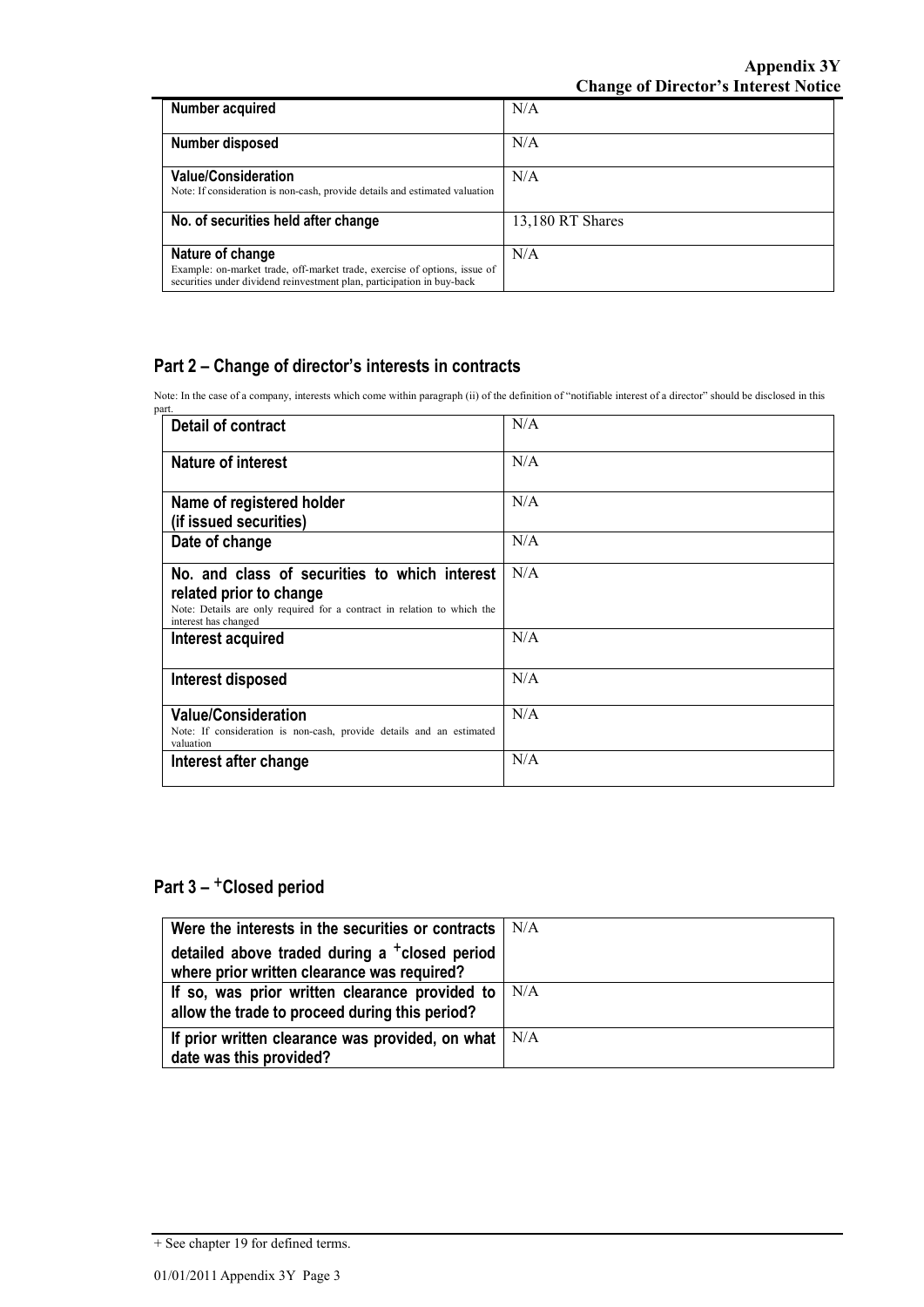| | |
|---|---|
| **Number acquired** | N/A |
| **Number disposed** | N/A |
| **Value/Consideration**<br>Note: If consideration is non-cash, provide details and estimated valuation | N/A |
| **No. of securities held after change** | 13,180 RT Shares |
| **Nature of change**<br>Example: on-market trade, off-market trade, exercise of options, issue of securities under dividend reinvestment plan, participation in buy-back | N/A |

## Part 2 – Change of director's interests in contracts

Note: In the case of a company, interests which come within paragraph (ii) of the definition of "notifiable interest of a director" should be disclosed in this part.

| | |
|---|---|
| **Detail of contract** | N/A |
| **Nature of interest** | N/A |
| **Name of registered holder (if issued securities)** | N/A |
| **Date of change** | N/A |
| **No. and class of securities to which interest related prior to change**<br>Note: Details are only required for a contract in relation to which the interest has changed | N/A |
| **Interest acquired** | N/A |
| **Interest disposed** | N/A |
| **Value/Consideration**<br>Note: If consideration is non-cash, provide details and an estimated valuation | N/A |
| **Interest after change** | N/A |

## Part 3 – +Closed period

| | |
|---|---|
| **Were the interests in the securities or contracts detailed above traded during a +closed period where prior written clearance was required?** | N/A |
| **If so, was prior written clearance provided to allow the trade to proceed during this period?** | N/A |
| **If prior written clearance was provided, on what date was this provided?** | N/A |

+ See chapter 19 for defined terms.